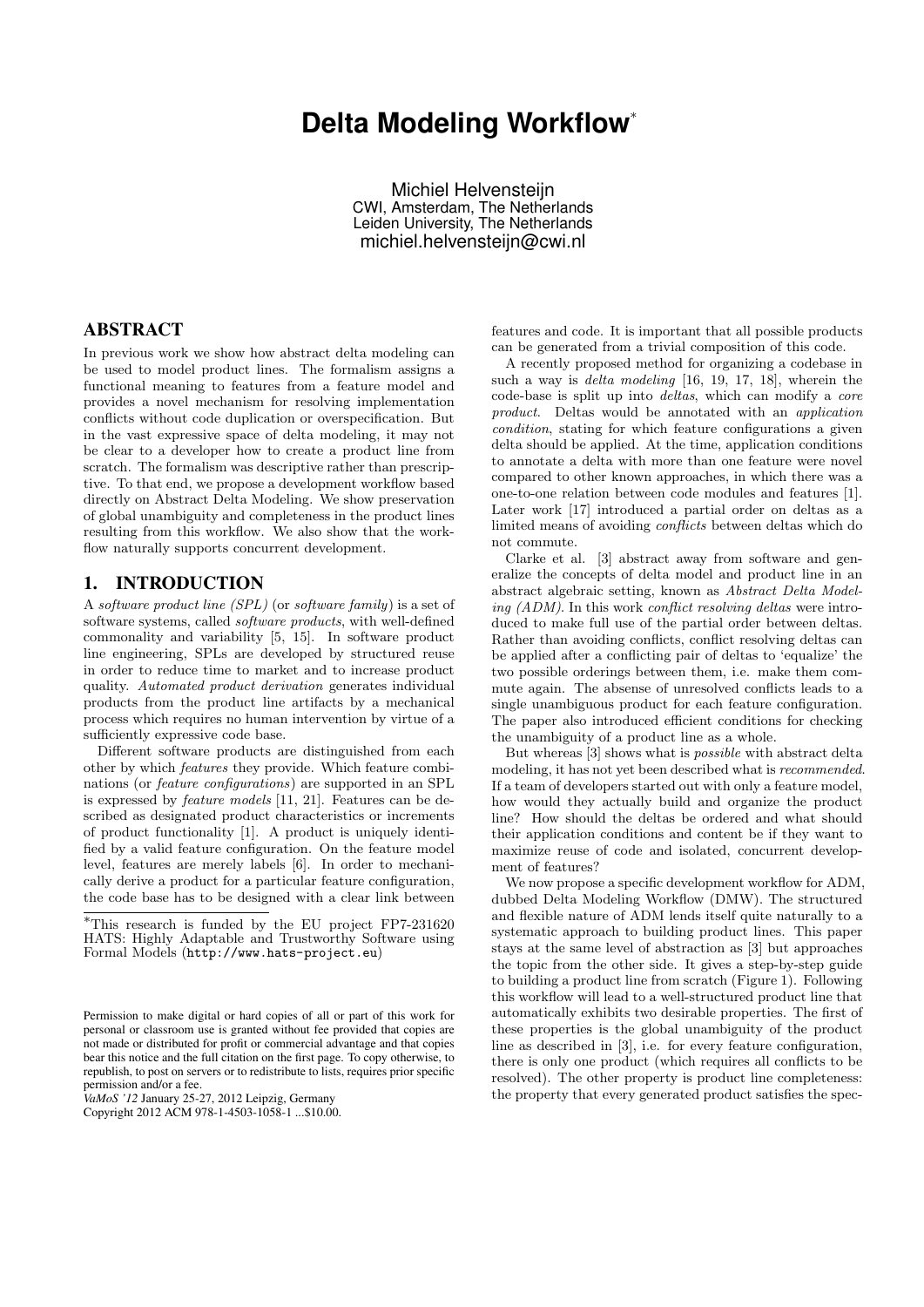# Delta Modeling Workflow*

Michiel Helvensteijn
CWI, Amsterdam, The Netherlands
Leiden University, The Netherlands
michiel.helvensteijn@cwi.nl

## ABSTRACT

In previous work we show how abstract delta modeling can be used to model product lines. The formalism assigns a functional meaning to features from a feature model and provides a novel mechanism for resolving implementation conflicts without code duplication or overspecification. But in the vast expressive space of delta modeling, it may not be clear to a developer how to create a product line from scratch. The formalism was descriptive rather than prescriptive. To that end, we propose a development workflow based directly on Abstract Delta Modeling. We show preservation of global unambiguity and completeness in the product lines resulting from this workflow. We also show that the workflow naturally supports concurrent development.

## 1. INTRODUCTION

A *software product line (SPL)* (or *software family*) is a set of software systems, called *software products*, with well-defined commonality and variability [5, 15]. In software product line engineering, SPLs are developed by structured reuse in order to reduce time to market and to increase product quality. *Automated product derivation* generates individual products from the product line artifacts by a mechanical process which requires no human intervention by virtue of a sufficiently expressive code base.

Different software products are distinguished from each other by which *features* they provide. Which feature combinations (or *feature configurations*) are supported in an SPL is expressed by *feature models* [11, 21]. Features can be described as designated product characteristics or increments of product functionality [1]. A product is uniquely identified by a valid feature configuration. On the feature model level, features are merely labels [6]. In order to mechanically derive a product for a particular feature configuration, the code base has to be designed with a clear link between features and code. It is important that all possible products can be generated from a trivial composition of this code.

A recently proposed method for organizing a codebase in such a way is *delta modeling* [16, 19, 17, 18], wherein the code-base is split up into *deltas*, which can modify a *core product*. Deltas would be annotated with an *application condition*, stating for which feature configurations a given delta should be applied. At the time, application conditions to annotate a delta with more than one feature were novel compared to other known approaches, in which there was a one-to-one relation between code modules and features [1]. Later work [17] introduced a partial order on deltas as a limited means of avoiding *conflicts* between deltas which do not commute.

Clarke et al. [3] abstract away from software and generalize the concepts of delta model and product line in an abstract algebraic setting, known as *Abstract Delta Modeling (ADM)*. In this work *conflict resolving deltas* were introduced to make full use of the partial order between deltas. Rather than avoiding conflicts, conflict resolving deltas can be applied after a conflicting pair of deltas to 'equalize' the two possible orderings between them, i.e. make them commute again. The absense of unresolved conflicts leads to a single unambiguous product for each feature configuration. The paper also introduced efficient conditions for checking the unambiguity of a product line as a whole.

But whereas [3] shows what is *possible* with abstract delta modeling, it has not yet been described what is *recommended*. If a team of developers started out with only a feature model, how would they actually build and organize the product line? How should the deltas be ordered and what should their application conditions and content be if they want to maximize reuse of code and isolated, concurrent development of features?

We now propose a specific development workflow for ADM, dubbed Delta Modeling Workflow (DMW). The structured and flexible nature of ADM lends itself quite naturally to a systematic approach to building product lines. This paper stays at the same level of abstraction as [3] but approaches the topic from the other side. It gives a step-by-step guide to building a product line from scratch (Figure 1). Following this workflow will lead to a well-structured product line that automatically exhibits two desirable properties. The first of these properties is the global unambiguity of the product line as described in [3], i.e. for every feature configuration, there is only one product (which requires all conflicts to be resolved). The other property is product line completeness: the property that every generated product satisfies the spec-

*This research is funded by the EU project FP7-231620 HATS: Highly Adaptable and Trustworthy Software using Formal Models (http://www.hats-project.eu)

Permission to make digital or hard copies of all or part of this work for personal or classroom use is granted without fee provided that copies are not made or distributed for profit or commercial advantage and that copies bear this notice and the full citation on the first page. To copy otherwise, to republish, to post on servers or to redistribute to lists, requires prior specific permission and/or a fee.
*VaMoS '12* January 25-27, 2012 Leipzig, Germany
Copyright 2012 ACM 978-1-4503-1058-1 ...$10.00.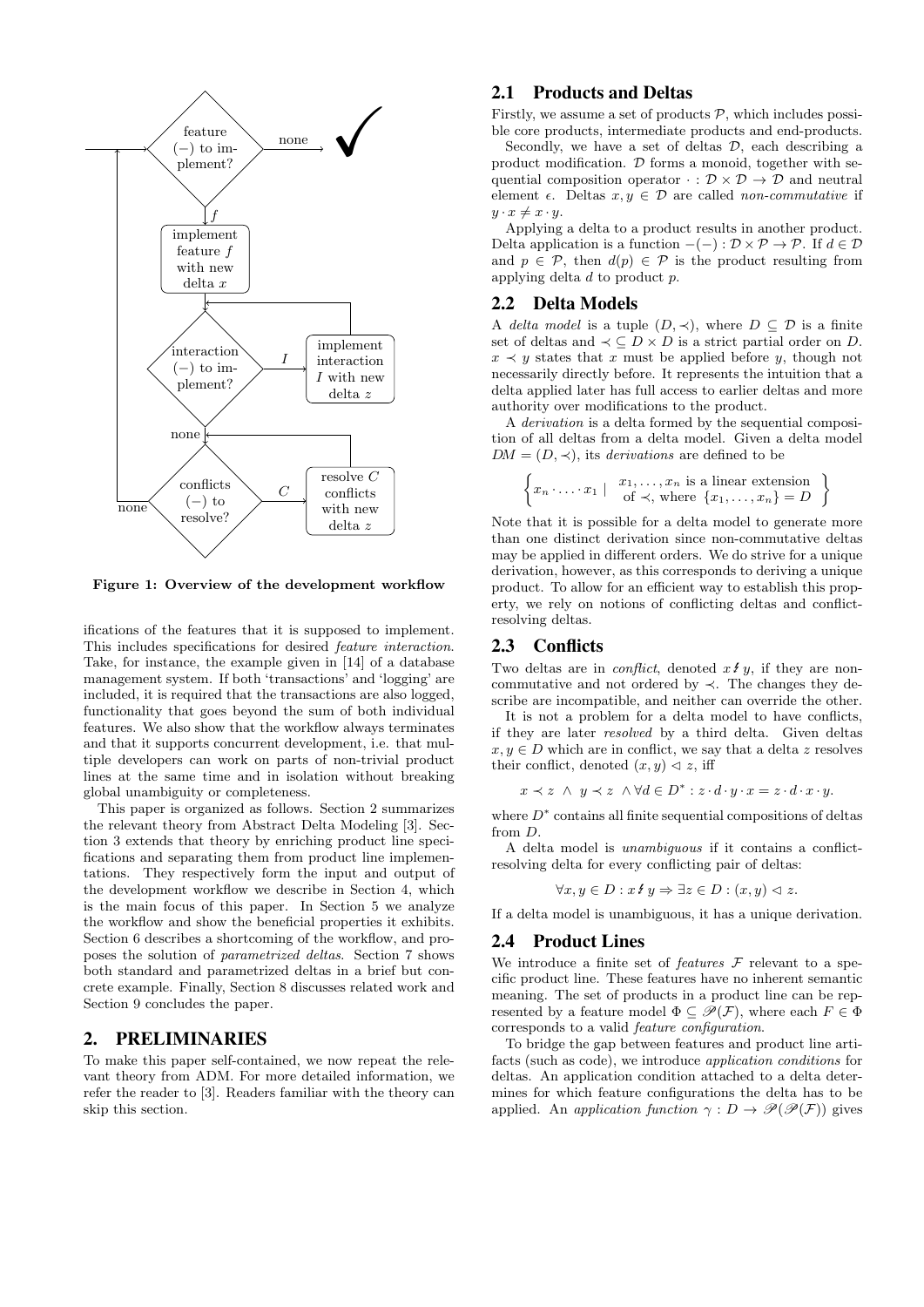Figure 1: Overview of the development workflow

ifications of the features that it is supposed to implement. This includes specifications for desired *feature interaction*. Take, for instance, the example given in [14] of a database management system. If both 'transactions' and 'logging' are included, it is required that the transactions are also logged, functionality that goes beyond the sum of both individual features. We also show that the workflow always terminates and that it supports concurrent development, i.e. that multiple developers can work on parts of non-trivial product lines at the same time and in isolation without breaking global unambiguity or completeness.

This paper is organized as follows. Section 2 summarizes the relevant theory from Abstract Delta Modeling [3]. Section 3 extends that theory by enriching product line specifications and separating them from product line implementations. They respectively form the input and output of the development workflow we describe in Section 4, which is the main focus of this paper. In Section 5 we analyze the workflow and show the beneficial properties it exhibits. Section 6 describes a shortcoming of the workflow, and proposes the solution of *parametrized deltas*. Section 7 shows both standard and parametrized deltas in a brief but concrete example. Finally, Section 8 discusses related work and Section 9 concludes the paper.

## 2. PRELIMINARIES

To make this paper self-contained, we now repeat the relevant theory from ADM. For more detailed information, we refer the reader to [3]. Readers familiar with the theory can skip this section.

### 2.1 Products and Deltas

Firstly, we assume a set of products $\mathcal{P}$, which includes possible core products, intermediate products and end-products.

Secondly, we have a set of deltas $\mathcal{D}$, each describing a product modification. $\mathcal{D}$ forms a monoid, together with sequential composition operator $\cdot : \mathcal{D} \times \mathcal{D} \to \mathcal{D}$ and neutral element $\epsilon$. Deltas $x, y \in \mathcal{D}$ are called *non-commutative* if $y \cdot x \neq x \cdot y$.

Applying a delta to a product results in another product. Delta application is a function $-(-) : \mathcal{D} \times \mathcal{P} \to \mathcal{P}$. If $d \in \mathcal{D}$ and $p \in \mathcal{P}$, then $d(p) \in \mathcal{P}$ is the product resulting from applying delta $d$ to product $p$.

### 2.2 Delta Models

A *delta model* is a tuple $(D, \prec)$, where $D \subseteq \mathcal{D}$ is a finite set of deltas and $\prec \subseteq D \times D$ is a strict partial order on $D$. $x \prec y$ states that $x$ must be applied before $y$, though not necessarily directly before. It represents the intuition that a delta applied later has full access to earlier deltas and more authority over modifications to the product.

A *derivation* is a delta formed by the sequential composition of all deltas from a delta model. Given a delta model $DM = (D, \prec)$, its *derivations* are defined to be

$$\left\{ x_n \cdot \ldots \cdot x_1 \;\middle|\; \begin{array}{c} x_1, \ldots, x_n \text{ is a linear extension} \\ \text{of } \prec, \text{ where } \{x_1, \ldots, x_n\} = D \end{array} \right\}$$

Note that it is possible for a delta model to generate more than one distinct derivation since non-commutative deltas may be applied in different orders. We do strive for a unique derivation, however, as this corresponds to deriving a unique product. To allow for an efficient way to establish this property, we rely on notions of conflicting deltas and conflict-resolving deltas.

### 2.3 Conflicts

Two deltas are in *conflict*, denoted $x \not\!\!\lightning\, y$, if they are non-commutative and not ordered by $\prec$. The changes they describe are incompatible, and neither can override the other.

It is not a problem for a delta model to have conflicts, if they are later *resolved* by a third delta. Given deltas $x, y \in D$ which are in conflict, we say that a delta $z$ resolves their conflict, denoted $(x, y) \lhd z$, iff

$$x \prec z \;\wedge\; y \prec z \;\wedge \forall d \in D^* : z \cdot d \cdot y \cdot x = z \cdot d \cdot x \cdot y.$$

where $D^*$ contains all finite sequential compositions of deltas from $D$.

A delta model is *unambiguous* if it contains a conflict-resolving delta for every conflicting pair of deltas:

$$\forall x, y \in D : x \not\!\!\lightning\, y \Rightarrow \exists z \in D : (x, y) \lhd z.$$

If a delta model is unambiguous, it has a unique derivation.

### 2.4 Product Lines

We introduce a finite set of *features* $\mathcal{F}$ relevant to a specific product line. These features have no inherent semantic meaning. The set of products in a product line can be represented by a feature model $\Phi \subseteq \mathscr{P}(\mathcal{F})$, where each $F \in \Phi$ corresponds to a valid *feature configuration*.

To bridge the gap between features and product line artifacts (such as code), we introduce *application conditions* for deltas. An application condition attached to a delta determines for which feature configurations the delta has to be applied. An *application function* $\gamma : D \to \mathscr{P}(\mathscr{P}(\mathcal{F}))$ gives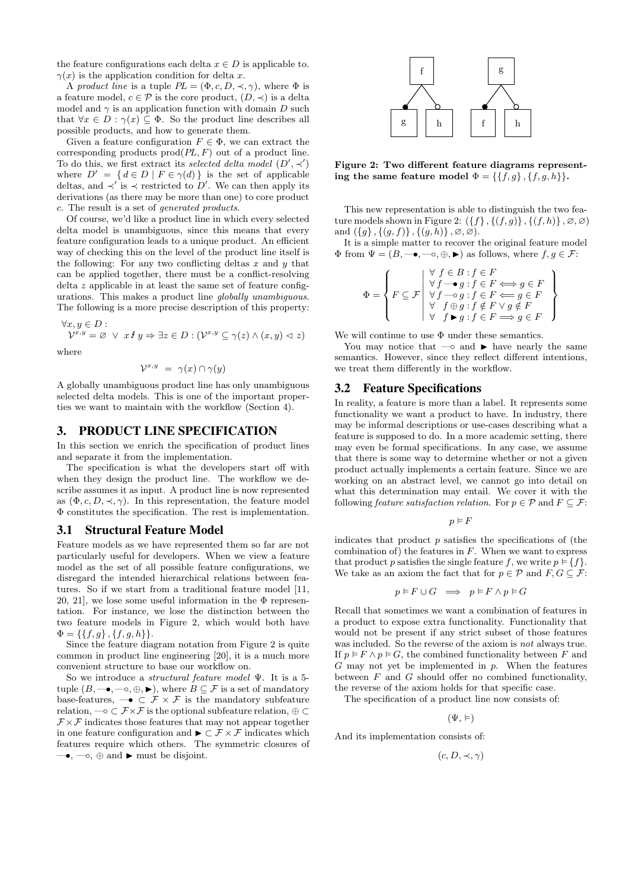the feature configurations each delta $x \in D$ is applicable to. $\gamma(x)$ is the application condition for delta $x$.

A *product line* is a tuple $PL = (\Phi, c, D, \prec, \gamma)$, where $\Phi$ is a feature model, $c \in \mathcal{P}$ is the core product, $(D, \prec)$ is a delta model and $\gamma$ is an application function with domain $D$ such that $\forall x \in D : \gamma(x) \subseteq \Phi$. So the product line describes all possible products, and how to generate them.

Given a feature configuration $F \in \Phi$, we can extract the corresponding products $\text{prod}(PL, F)$ out of a product line. To do this, we first extract its *selected delta model* $(D', \prec')$ where $D' = \{ d \in D \mid F \in \gamma(d) \}$ is the set of applicable deltas, and $\prec'$ is $\prec$ restricted to $D'$. We can then apply its derivations (as there may be more than one) to core product $c$. The result is a set of *generated products*.

Of course, we'd like a product line in which every selected delta model is unambiguous, since this means that every feature configuration leads to a unique product. An efficient way of checking this on the level of the product line itself is the following: For any two conflicting deltas $x$ and $y$ that can be applied together, there must be a conflict-resolving delta $z$ applicable in at least the same set of feature configurations. This makes a product line *globally unambiguous*. The following is a more precise description of this property:

$$\forall x, y \in D : \\ \mathcal{V}^{x,y} = \varnothing \;\vee\; x \not\lightning y \Rightarrow \exists z \in D : (\mathcal{V}^{x,y} \subseteq \gamma(z) \wedge (x, y) \lhd z)$$

where

$$\mathcal{V}^{x,y} \;=\; \gamma(x) \cap \gamma(y)$$

A globally unambiguous product line has only unambiguous selected delta models. This is one of the important properties we want to maintain with the workflow (Section 4).

## 3. PRODUCT LINE SPECIFICATION

In this section we enrich the specification of product lines and separate it from the implementation.

The specification is what the developers start off with when they design the product line. The workflow we describe assumes it as input. A product line is now represented as $(\Phi, c, D, \prec, \gamma)$. In this representation, the feature model $\Phi$ constitutes the specification. The rest is implementation.

### 3.1 Structural Feature Model

Feature models as we have represented them so far are not particularly useful for developers. When we view a feature model as the set of all possible feature configurations, we disregard the intended hierarchical relations between features. So if we start from a traditional feature model [11, 20, 21], we lose some useful information in the $\Phi$ representation. For instance, we lose the distinction between the two feature models in Figure 2, which would both have $\Phi = \{\{f, g\}, \{f, g, h\}\}$.

Since the feature diagram notation from Figure 2 is quite common in product line engineering [20], it is a much more convenient structure to base our workflow on.

So we introduce a *structural feature model* $\Psi$. It is a 5-tuple $(B, \multimap\!\!\bullet, \multimap, \oplus, \blacktriangleright)$, where $B \subseteq \mathcal{F}$ is a set of mandatory base-features, $\multimap\!\!\bullet \subset \mathcal{F} \times \mathcal{F}$ is the mandatory subfeature relation, $\multimap \subset \mathcal{F} \times \mathcal{F}$ is the optional subfeature relation, $\oplus \subset \mathcal{F} \times \mathcal{F}$ indicates those features that may not appear together in one feature configuration and $\blacktriangleright \subset \mathcal{F} \times \mathcal{F}$ indicates which features require which others. The symmetric closures of $\multimap\!\!\bullet$, $\multimap$, $\oplus$ and $\blacktriangleright$ must be disjoint.

**Figure 2: Two different feature diagrams representing the same feature model $\Phi = \{\{f, g\}, \{f, g, h\}\}$.**

This new representation is able to distinguish the two feature models shown in Figure 2: $(\{f\}, \{(f, g)\}, \{(f, h)\}, \varnothing, \varnothing)$ and $(\{g\}, \{(g, f)\}, \{(g, h)\}, \varnothing, \varnothing)$.

It is a simple matter to recover the original feature model $\Phi$ from $\Psi = (B, \multimap\!\!\bullet, \multimap, \oplus, \blacktriangleright)$ as follows, where $f, g \in \mathcal{F}$:

$$\Phi = \left\{ F \subseteq \mathcal{F} \;\middle|\; \begin{array}{l} \forall\; f \in B : f \in F \\ \forall\, f \multimap\!\!\bullet\, g : f \in F \Longleftrightarrow g \in F \\ \forall\, f \multimap g : f \in F \Longleftarrow g \in F \\ \forall\;\; f \oplus g : f \notin F \vee g \notin F \\ \forall\;\; f \blacktriangleright g : f \in F \Longrightarrow g \in F \end{array} \right\}$$

We will continue to use $\Phi$ under these semantics.

You may notice that $\multimap$ and $\blacktriangleright$ have nearly the same semantics. However, since they reflect different intentions, we treat them differently in the workflow.

### 3.2 Feature Specifications

In reality, a feature is more than a label. It represents some functionality we want a product to have. In industry, there may be informal descriptions or use-cases describing what a feature is supposed to do. In a more academic setting, there may even be formal specifications. In any case, we assume that there is some way to determine whether or not a given product actually implements a certain feature. Since we are working on an abstract level, we cannot go into detail on what this determination may entail. We cover it with the following *feature satisfaction relation*. For $p \in \mathcal{P}$ and $F \subseteq \mathcal{F}$:

$$p \vDash F$$

indicates that product $p$ satisfies the specifications of (the combination of) the features in $F$. When we want to express that product $p$ satisfies the single feature $f$, we write $p \vDash \{f\}$. We take as an axiom the fact that for $p \in \mathcal{P}$ and $F, G \subseteq \mathcal{F}$:

$$p \vDash F \cup G \;\;\Longrightarrow\;\; p \vDash F \wedge p \vDash G$$

Recall that sometimes we want a combination of features in a product to expose extra functionality. Functionality that would not be present if any strict subset of those features was included. So the reverse of the axiom is *not* always true. If $p \vDash F \wedge p \vDash G$, the combined functionality between $F$ and $G$ may not yet be implemented in $p$. When the features between $F$ and $G$ should offer no combined functionality, the reverse of the axiom holds for that specific case.

The specification of a product line now consists of:

$$(\Psi, \vDash)$$

And its implementation consists of:

$$(c, D, \prec, \gamma)$$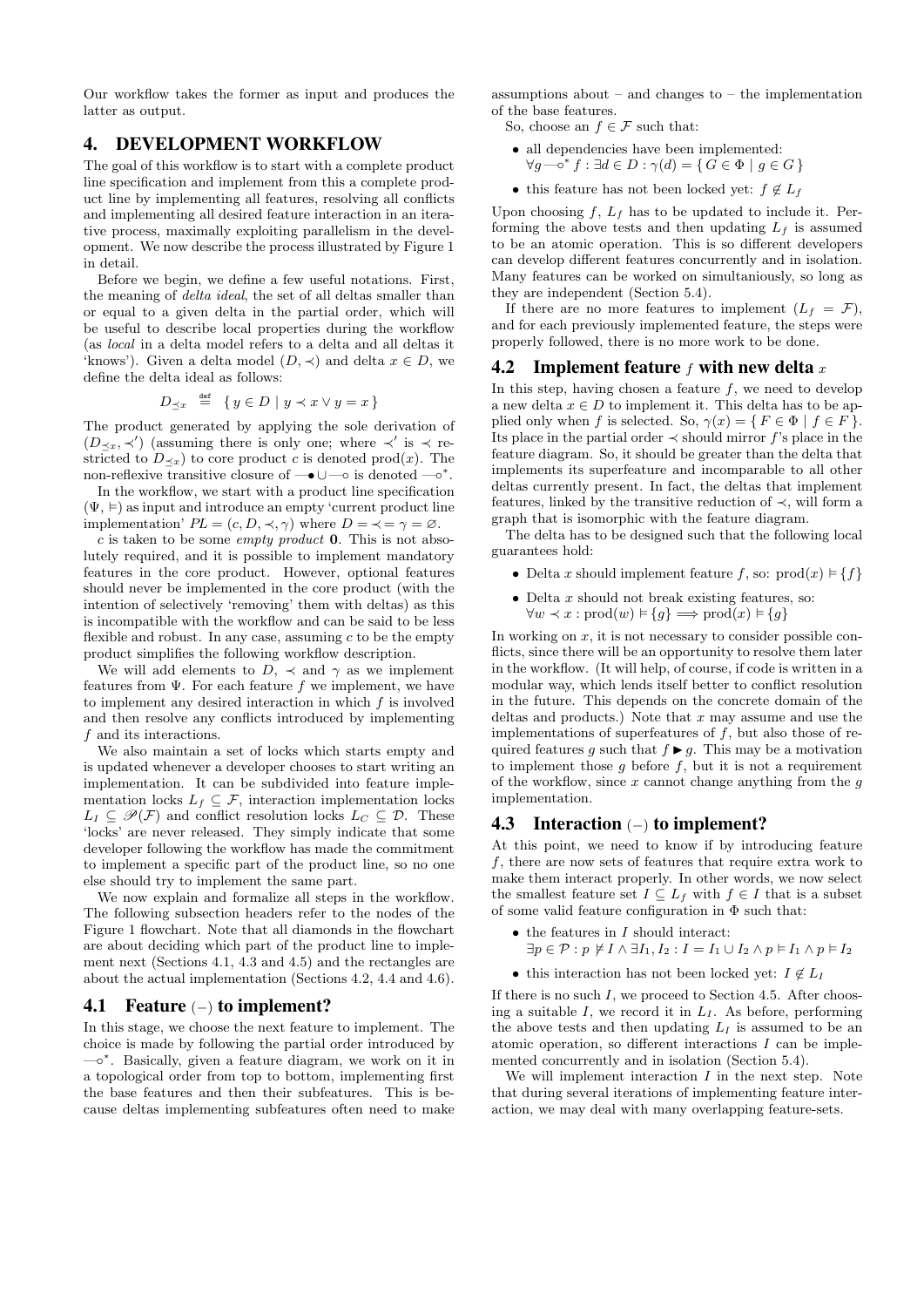Our workflow takes the former as input and produces the latter as output.

# 4. DEVELOPMENT WORKFLOW

The goal of this workflow is to start with a complete product line specification and implement from this a complete product line by implementing all features, resolving all conflicts and implementing all desired feature interaction in an iterative process, maximally exploiting parallelism in the development. We now describe the process illustrated by Figure 1 in detail.

Before we begin, we define a few useful notations. First, the meaning of *delta ideal*, the set of all deltas smaller than or equal to a given delta in the partial order, which will be useful to describe local properties during the workflow (as *local* in a delta model refers to a delta and all deltas it 'knows'). Given a delta model $(D, \prec)$ and delta $x \in D$, we define the delta ideal as follows:

$$D_{\preceq x} \;\stackrel{\text{def}}{=}\; \{\, y \in D \mid y \prec x \vee y = x \,\}$$

The product generated by applying the sole derivation of $(D_{\preceq x}, \prec')$ (assuming there is only one; where $\prec'$ is $\prec$ restricted to $D_{\preceq x}$) to core product $c$ is denoted $\text{prod}(x)$. The non-reflexive transitive closure of $-\!\!\bullet \cup -\!\!\circ$ is denoted $-\!\!\circ^*$.

In the workflow, we start with a product line specification $(\Psi, \vDash)$ as input and introduce an empty 'current product line implementation' $PL = (c, D, \prec, \gamma)$ where $D = \prec = \gamma = \varnothing$.

$c$ is taken to be some *empty product* $\mathbf{0}$. This is not absolutely required, and it is possible to implement mandatory features in the core product. However, optional features should never be implemented in the core product (with the intention of selectively 'removing' them with deltas) as this is incompatible with the workflow and can be said to be less flexible and robust. In any case, assuming $c$ to be the empty product simplifies the following workflow description.

We will add elements to $D$, $\prec$ and $\gamma$ as we implement features from $\Psi$. For each feature $f$ we implement, we have to implement any desired interaction in which $f$ is involved and then resolve any conflicts introduced by implementing $f$ and its interactions.

We also maintain a set of locks which starts empty and is updated whenever a developer chooses to start writing an implementation. It can be subdivided into feature implementation locks $L_f \subseteq \mathcal{F}$, interaction implementation locks $L_I \subseteq \mathscr{P}(\mathcal{F})$ and conflict resolution locks $L_C \subseteq \mathcal{D}$. These 'locks' are never released. They simply indicate that some developer following the workflow has made the commitment to implement a specific part of the product line, so no one else should try to implement the same part.

We now explain and formalize all steps in the workflow. The following subsection headers refer to the nodes of the Figure 1 flowchart. Note that all diamonds in the flowchart are about deciding which part of the product line to implement next (Sections 4.1, 4.3 and 4.5) and the rectangles are about the actual implementation (Sections 4.2, 4.4 and 4.6).

## 4.1 Feature $(-)$ to implement?

In this stage, we choose the next feature to implement. The choice is made by following the partial order introduced by $-\!\!\circ^*$. Basically, given a feature diagram, we work on it in a topological order from top to bottom, implementing first the base features and then their subfeatures. This is because deltas implementing subfeatures often need to make assumptions about – and changes to – the implementation of the base features.

So, choose an $f \in \mathcal{F}$ such that:

- all dependencies have been implemented:
  $\forall g -\!\!\circ^* f : \exists d \in D : \gamma(d) = \{\, G \in \Phi \mid g \in G \,\}$
- this feature has not been locked yet: $f \notin L_f$

Upon choosing $f$, $L_f$ has to be updated to include it. Performing the above tests and then updating $L_f$ is assumed to be an atomic operation. This is so different developers can develop different features concurrently and in isolation. Many features can be worked on simultaniously, so long as they are independent (Section 5.4).

If there are no more features to implement ($L_f = \mathcal{F}$), and for each previously implemented feature, the steps were properly followed, there is no more work to be done.

## 4.2 Implement feature $f$ with new delta $x$

In this step, having chosen a feature $f$, we need to develop a new delta $x \in D$ to implement it. This delta has to be applied only when $f$ is selected. So, $\gamma(x) = \{\, F \in \Phi \mid f \in F \,\}$. Its place in the partial order $\prec$ should mirror $f$'s place in the feature diagram. So, it should be greater than the delta that implements its superfeature and incomparable to all other deltas currently present. In fact, the deltas that implement features, linked by the transitive reduction of $\prec$, will form a graph that is isomorphic with the feature diagram.

The delta has to be designed such that the following local guarantees hold:

- Delta $x$ should implement feature $f$, so: $\text{prod}(x) \vDash \{f\}$
- Delta $x$ should not break existing features, so:
  $\forall w \prec x : \text{prod}(w) \vDash \{g\} \Longrightarrow \text{prod}(x) \vDash \{g\}$

In working on $x$, it is not necessary to consider possible conflicts, since there will be an opportunity to resolve them later in the workflow. (It will help, of course, if code is written in a modular way, which lends itself better to conflict resolution in the future. This depends on the concrete domain of the deltas and products.) Note that $x$ may assume and use the implementations of superfeatures of $f$, but also those of required features $g$ such that $f \blacktriangleright g$. This may be a motivation to implement those $g$ before $f$, but it is not a requirement of the workflow, since $x$ cannot change anything from the $g$ implementation.

## 4.3 Interaction $(-)$ to implement?

At this point, we need to know if by introducing feature $f$, there are now sets of features that require extra work to make them interact properly. In other words, we now select the smallest feature set $I \subseteq L_f$ with $f \in I$ that is a subset of some valid feature configuration in $\Phi$ such that:

- the features in $I$ should interact:
  $\exists p \in \mathcal{P} : p \nvDash I \wedge \exists I_1, I_2 : I = I_1 \cup I_2 \wedge p \vDash I_1 \wedge p \vDash I_2$
- this interaction has not been locked yet: $I \notin L_I$

If there is no such $I$, we proceed to Section 4.5. After choosing a suitable $I$, we record it in $L_I$. As before, performing the above tests and then updating $L_I$ is assumed to be an atomic operation, so different interactions $I$ can be implemented concurrently and in isolation (Section 5.4).

We will implement interaction $I$ in the next step. Note that during several iterations of implementing feature interaction, we may deal with many overlapping feature-sets.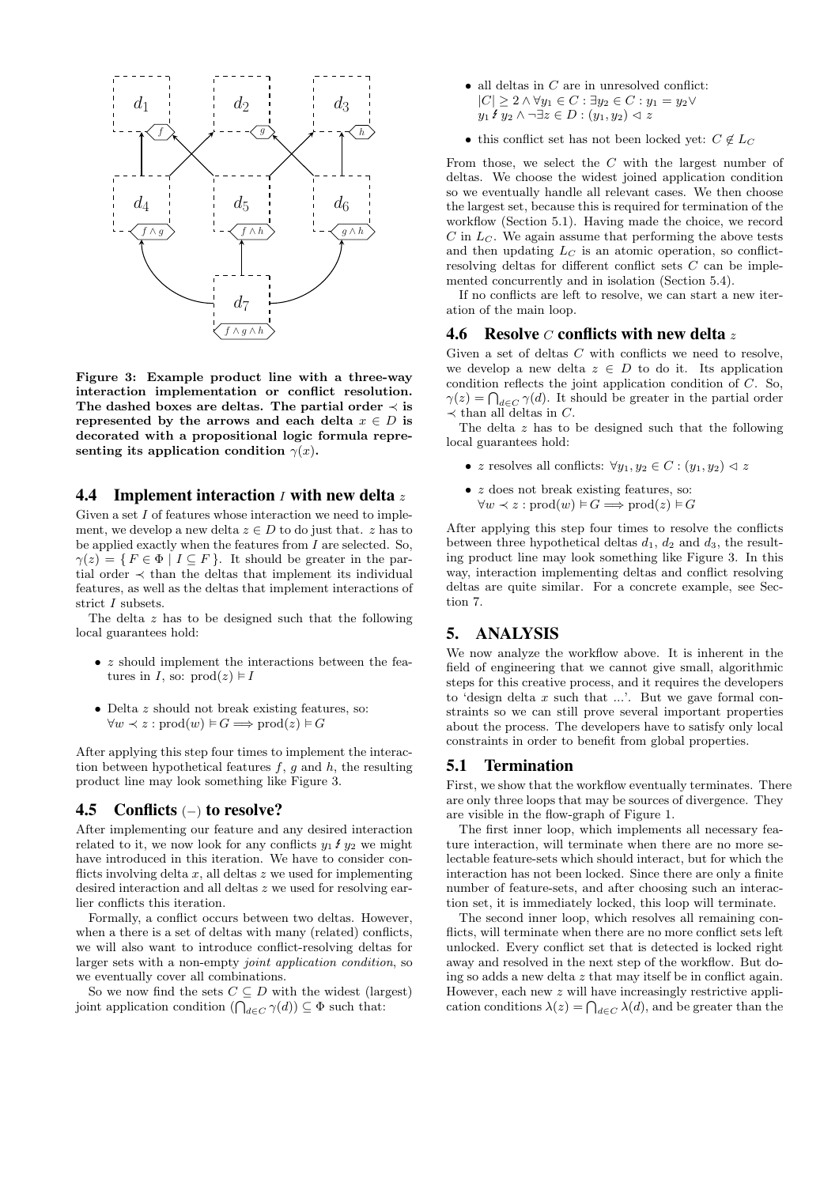**Figure 3: Example product line with a three-way interaction implementation or conflict resolution. The dashed boxes are deltas. The partial order $\prec$ is represented by the arrows and each delta $x \in D$ is decorated with a propositional logic formula representing its application condition $\gamma(x)$.**

### 4.4 Implement interaction $I$ with new delta $z$

Given a set $I$ of features whose interaction we need to implement, we develop a new delta $z \in D$ to do just that. $z$ has to be applied exactly when the features from $I$ are selected. So, $\gamma(z) = \{ F \in \Phi \mid I \subseteq F \}$. It should be greater in the partial order $\prec$ than the deltas that implement its individual features, as well as the deltas that implement interactions of strict $I$ subsets.

The delta $z$ has to be designed such that the following local guarantees hold:

- $z$ should implement the interactions between the features in $I$, so: $\text{prod}(z) \vDash I$
- Delta $z$ should not break existing features, so: $\forall w \prec z : \text{prod}(w) \vDash G \Longrightarrow \text{prod}(z) \vDash G$

After applying this step four times to implement the interaction between hypothetical features $f$, $g$ and $h$, the resulting product line may look something like Figure 3.

### 4.5 Conflicts $(-)$ to resolve?

After implementing our feature and any desired interaction related to it, we now look for any conflicts $y_1 \nleftrightarrow y_2$ we might have introduced in this iteration. We have to consider conflicts involving delta $x$, all deltas $z$ we used for implementing desired interaction and all deltas $z$ we used for resolving earlier conflicts this iteration.

Formally, a conflict occurs between two deltas. However, when a there is a set of deltas with many (related) conflicts, we will also want to introduce conflict-resolving deltas for larger sets with a non-empty *joint application condition*, so we eventually cover all combinations.

So we now find the sets $C \subseteq D$ with the widest (largest) joint application condition $(\bigcap_{d \in C} \gamma(d)) \subseteq \Phi$ such that:

- all deltas in $C$ are in unresolved conflict: $|C| \geq 2 \wedge \forall y_1 \in C : \exists y_2 \in C : y_1 = y_2 \vee y_1 \nleftrightarrow y_2 \wedge \neg \exists z \in D : (y_1, y_2) \lhd z$
- this conflict set has not been locked yet: $C \notin L_C$

From those, we select the $C$ with the largest number of deltas. We choose the widest joined application condition so we eventually handle all relevant cases. We then choose the largest set, because this is required for termination of the workflow (Section 5.1). Having made the choice, we record $C$ in $L_C$. We again assume that performing the above tests and then updating $L_C$ is an atomic operation, so conflict-resolving deltas for different conflict sets $C$ can be implemented concurrently and in isolation (Section 5.4).

If no conflicts are left to resolve, we can start a new iteration of the main loop.

### 4.6 Resolve $C$ conflicts with new delta $z$

Given a set of deltas $C$ with conflicts we need to resolve, we develop a new delta $z \in D$ to do it. Its application condition reflects the joint application condition of $C$. So, $\gamma(z) = \bigcap_{d \in C} \gamma(d)$. It should be greater in the partial order $\prec$ than all deltas in $C$.

The delta $z$ has to be designed such that the following local guarantees hold:

- $z$ resolves all conflicts: $\forall y_1, y_2 \in C : (y_1, y_2) \lhd z$
- $z$ does not break existing features, so: $\forall w \prec z : \text{prod}(w) \vDash G \Longrightarrow \text{prod}(z) \vDash G$

After applying this step four times to resolve the conflicts between three hypothetical deltas $d_1$, $d_2$ and $d_3$, the resulting product line may look something like Figure 3. In this way, interaction implementing deltas and conflict resolving deltas are quite similar. For a concrete example, see Section 7.

## 5. ANALYSIS

We now analyze the workflow above. It is inherent in the field of engineering that we cannot give small, algorithmic steps for this creative process, and it requires the developers to 'design delta $x$ such that ...'. But we gave formal constraints so we can still prove several important properties about the process. The developers have to satisfy only local constraints in order to benefit from global properties.

### 5.1 Termination

First, we show that the workflow eventually terminates. There are only three loops that may be sources of divergence. They are visible in the flow-graph of Figure 1.

The first inner loop, which implements all necessary feature interaction, will terminate when there are no more selectable feature-sets which should interact, but for which the interaction has not been locked. Since there are only a finite number of feature-sets, and after choosing such an interaction set, it is immediately locked, this loop will terminate.

The second inner loop, which resolves all remaining conflicts, will terminate when there are no more conflict sets left unlocked. Every conflict set that is detected is locked right away and resolved in the next step of the workflow. But doing so adds a new delta $z$ that may itself be in conflict again. However, each new $z$ will have increasingly restrictive application conditions $\lambda(z) = \bigcap_{d \in C} \lambda(d)$, and be greater than the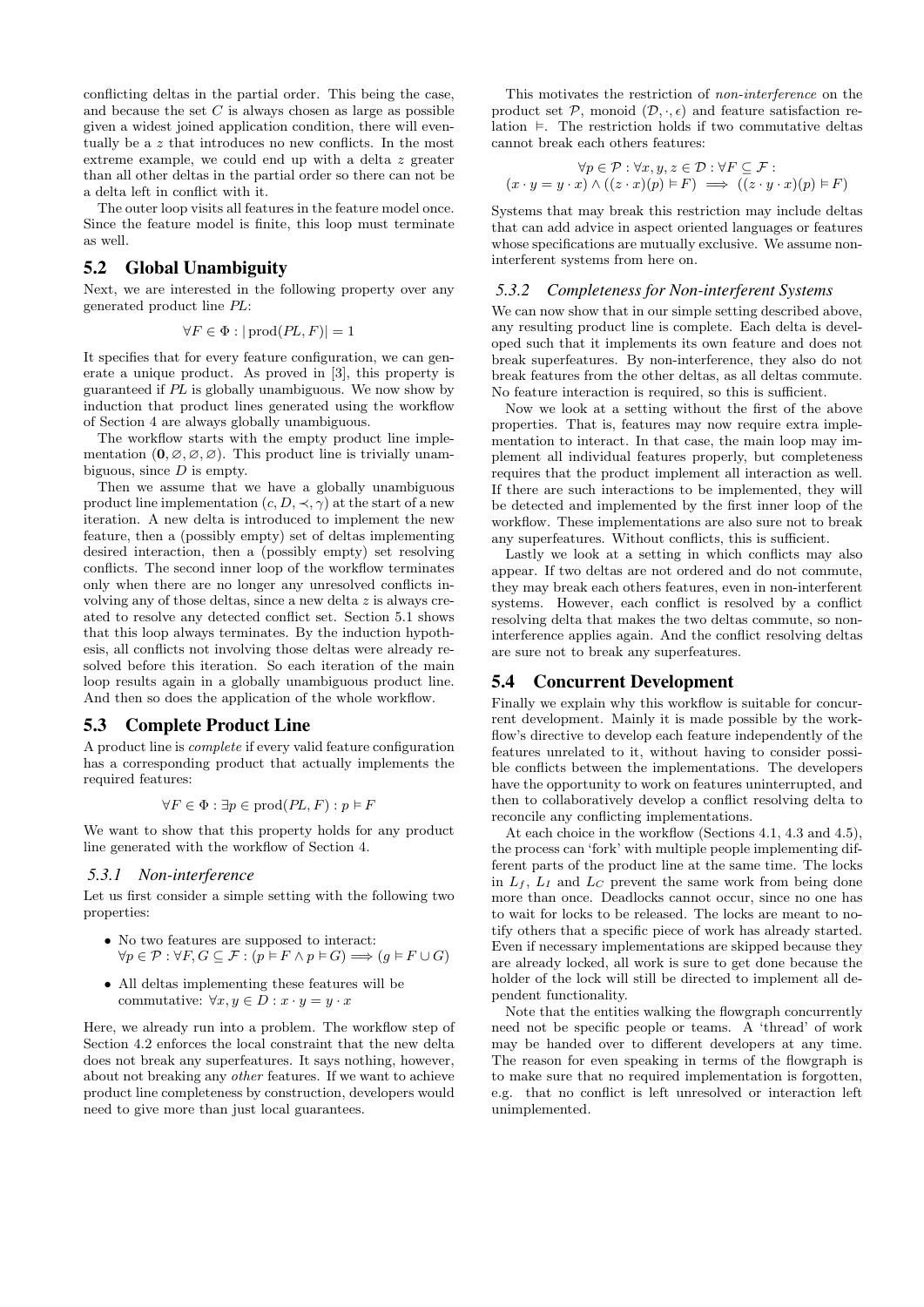conflicting deltas in the partial order. This being the case, and because the set $C$ is always chosen as large as possible given a widest joined application condition, there will eventually be a $z$ that introduces no new conflicts. In the most extreme example, we could end up with a delta $z$ greater than all other deltas in the partial order so there can not be a delta left in conflict with it.

The outer loop visits all features in the feature model once. Since the feature model is finite, this loop must terminate as well.

## 5.2 Global Unambiguity

Next, we are interested in the following property over any generated product line $PL$:

$$\forall F \in \Phi : |\operatorname{prod}(PL, F)| = 1$$

It specifies that for every feature configuration, we can generate a unique product. As proved in [3], this property is guaranteed if $PL$ is globally unambiguous. We now show by induction that product lines generated using the workflow of Section 4 are always globally unambiguous.

The workflow starts with the empty product line implementation $(\mathbf{0}, \varnothing, \varnothing, \varnothing)$. This product line is trivially unambiguous, since $D$ is empty.

Then we assume that we have a globally unambiguous product line implementation $(c, D, \prec, \gamma)$ at the start of a new iteration. A new delta is introduced to implement the new feature, then a (possibly empty) set of deltas implementing desired interaction, then a (possibly empty) set resolving conflicts. The second inner loop of the workflow terminates only when there are no longer any unresolved conflicts involving any of those deltas, since a new delta $z$ is always created to resolve any detected conflict set. Section 5.1 shows that this loop always terminates. By the induction hypothesis, all conflicts not involving those deltas were already resolved before this iteration. So each iteration of the main loop results again in a globally unambiguous product line. And then so does the application of the whole workflow.

## 5.3 Complete Product Line

A product line is *complete* if every valid feature configuration has a corresponding product that actually implements the required features:

$$\forall F \in \Phi : \exists p \in \operatorname{prod}(PL, F) : p \vDash F$$

We want to show that this property holds for any product line generated with the workflow of Section 4.

### 5.3.1 Non-interference

Let us first consider a simple setting with the following two properties:

- No two features are supposed to interact: $\forall p \in \mathcal{P} : \forall F, G \subseteq \mathcal{F} : (p \vDash F \wedge p \vDash G) \Longrightarrow (g \vDash F \cup G)$
- All deltas implementing these features will be commutative: $\forall x, y \in D : x \cdot y = y \cdot x$

Here, we already run into a problem. The workflow step of Section 4.2 enforces the local constraint that the new delta does not break any superfeatures. It says nothing, however, about not breaking any *other* features. If we want to achieve product line completeness by construction, developers would need to give more than just local guarantees.

This motivates the restriction of *non-interference* on the product set $\mathcal{P}$, monoid $(\mathcal{D}, \cdot, \epsilon)$ and feature satisfaction relation $\vDash$. The restriction holds if two commutative deltas cannot break each others features:

$$\forall p \in \mathcal{P} : \forall x, y, z \in \mathcal{D} : \forall F \subseteq \mathcal{F} :$$
$$(x \cdot y = y \cdot x) \wedge ((z \cdot x)(p) \vDash F) \implies ((z \cdot y \cdot x)(p) \vDash F)$$

Systems that may break this restriction may include deltas that can add advice in aspect oriented languages or features whose specifications are mutually exclusive. We assume non-interferent systems from here on.

### 5.3.2 Completeness for Non-interferent Systems

We can now show that in our simple setting described above, any resulting product line is complete. Each delta is developed such that it implements its own feature and does not break superfeatures. By non-interference, they also do not break features from the other deltas, as all deltas commute. No feature interaction is required, so this is sufficient.

Now we look at a setting without the first of the above properties. That is, features may now require extra implementation to interact. In that case, the main loop may implement all individual features properly, but completeness requires that the product implement all interaction as well. If there are such interactions to be implemented, they will be detected and implemented by the first inner loop of the workflow. These implementations are also sure not to break any superfeatures. Without conflicts, this is sufficient.

Lastly we look at a setting in which conflicts may also appear. If two deltas are not ordered and do not commute, they may break each others features, even in non-interferent systems. However, each conflict is resolved by a conflict resolving delta that makes the two deltas commute, so non-interference applies again. And the conflict resolving deltas are sure not to break any superfeatures.

## 5.4 Concurrent Development

Finally we explain why this workflow is suitable for concurrent development. Mainly it is made possible by the workflow's directive to develop each feature independently of the features unrelated to it, without having to consider possible conflicts between the implementations. The developers have the opportunity to work on features uninterrupted, and then to collaboratively develop a conflict resolving delta to reconcile any conflicting implementations.

At each choice in the workflow (Sections 4.1, 4.3 and 4.5), the process can 'fork' with multiple people implementing different parts of the product line at the same time. The locks in $L_f$, $L_I$ and $L_C$ prevent the same work from being done more than once. Deadlocks cannot occur, since no one has to wait for locks to be released. The locks are meant to notify others that a specific piece of work has already started. Even if necessary implementations are skipped because they are already locked, all work is sure to get done because the holder of the lock will still be directed to implement all dependent functionality.

Note that the entities walking the flowgraph concurrently need not be specific people or teams. A 'thread' of work may be handed over to different developers at any time. The reason for even speaking in terms of the flowgraph is to make sure that no required implementation is forgotten, e.g. that no conflict is left unresolved or interaction left unimplemented.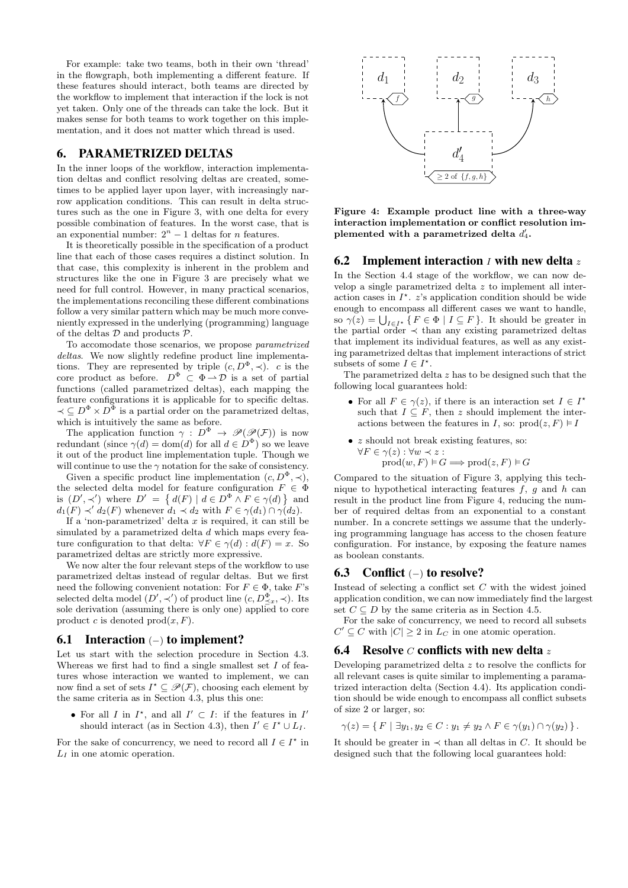For example: take two teams, both in their own 'thread' in the flowgraph, both implementing a different feature. If these features should interact, both teams are directed by the workflow to implement that interaction if the lock is not yet taken. Only one of the threads can take the lock. But it makes sense for both teams to work together on this implementation, and it does not matter which thread is used.

## 6. PARAMETRIZED DELTAS

In the inner loops of the workflow, interaction implementation deltas and conflict resolving deltas are created, sometimes to be applied layer upon layer, with increasingly narrow application conditions. This can result in delta structures such as the one in Figure 3, with one delta for every possible combination of features. In the worst case, that is an exponential number: $2^n - 1$ deltas for $n$ features.

It is theoretically possible in the specification of a product line that each of those cases requires a distinct solution. In that case, this complexity is inherent in the problem and structures like the one in Figure 3 are precisely what we need for full control. However, in many practical scenarios, the implementations reconciling these different combinations follow a very similar pattern which may be much more conveniently expressed in the underlying (programming) language of the deltas $\mathcal{D}$ and products $\mathcal{P}$.

To accomodate those scenarios, we propose *parametrized deltas*. We now slightly redefine product line implementations. They are represented by triple $(c, D^\Phi, \prec)$. $c$ is the core product as before. $D^\Phi \subset \Phi \rightharpoonup \mathcal{D}$ is a set of partial functions (called parametrized deltas), each mapping the feature configurations it is applicable for to specific deltas. $\prec \subseteq D^\Phi \times D^\Phi$ is a partial order on the parametrized deltas, which is intuitively the same as before.

The application function $\gamma : D^\Phi \to \mathscr{P}(\mathscr{P}(\mathcal{F}))$ is now redundant (since $\gamma(d) = \mathrm{dom}(d)$ for all $d \in D^\Phi$) so we leave it out of the product line implementation tuple. Though we will continue to use the $\gamma$ notation for the sake of consistency.

Given a specific product line implementation $(c, D^\Phi, \prec)$, the selected delta model for feature configuration $F \in \Phi$ is $(D', \prec')$ where $D' = \{\, d(F) \mid d \in D^\Phi \wedge F \in \gamma(d) \,\}$ and $d_1(F) \prec' d_2(F)$ whenever $d_1 \prec d_2$ with $F \in \gamma(d_1) \cap \gamma(d_2)$.

If a 'non-parametrized' delta $x$ is required, it can still be simulated by a parametrized delta $d$ which maps every feature configuration to that delta: $\forall F \in \gamma(d) : d(F) = x$. So parametrized deltas are strictly more expressive.

We now alter the four relevant steps of the workflow to use parametrized deltas instead of regular deltas. But we first need the following convenient notation: For $F \in \Phi$, take $F$'s selected delta model $(D', \prec')$ of product line $(c, D^\Phi_{\preceq x}, \prec)$. Its sole derivation (assuming there is only one) applied to core product $c$ is denoted $\mathrm{prod}(x, F)$.

### 6.1 Interaction (–) to implement?

Let us start with the selection procedure in Section 4.3. Whereas we first had to find a single smallest set $I$ of features whose interaction we wanted to implement, we can now find a set of sets $I^\star \subseteq \mathscr{P}(\mathcal{F})$, choosing each element by the same criteria as in Section 4.3, plus this one:

- For all $I$ in $I^\star$, and all $I' \subset I$: if the features in $I'$ should interact (as in Section 4.3), then $I' \in I^\star \cup L_I$.

For the sake of concurrency, we need to record all $I \in I^\star$ in $L_I$ in one atomic operation.

Figure 4: Example product line with a three-way interaction implementation or conflict resolution implemented with a parametrized delta $d_4'$.

### 6.2 Implement interaction $I$ with new delta $z$

In the Section 4.4 stage of the workflow, we can now develop a single parametrized delta $z$ to implement all interaction cases in $I^\star$. $z$'s application condition should be wide enough to encompass all different cases we want to handle, so $\gamma(z) = \bigcup_{I \in I^\star} \{\, F \in \Phi \mid I \subseteq F \,\}$. It should be greater in the partial order $\prec$ than any existing parametrized deltas that implement its individual features, as well as any existing parametrized deltas that implement interactions of strict subsets of some $I \in I^\star$.

The parametrized delta $z$ has to be designed such that the following local guarantees hold:

- For all $F \in \gamma(z)$, if there is an interaction set $I \in I^\star$ such that $I \subseteq F$, then $z$ should implement the interactions between the features in $I$, so: $\mathrm{prod}(z, F) \vDash I$
- $z$ should not break existing features, so: $\forall F \in \gamma(z) : \forall w \prec z :$ $\mathrm{prod}(w, F) \vDash G \Longrightarrow \mathrm{prod}(z, F) \vDash G$

Compared to the situation of Figure 3, applying this technique to hypothetical interacting features $f$, $g$ and $h$ can result in the product line from Figure 4, reducing the number of required deltas from an exponential to a constant number. In a concrete settings we assume that the underlying programming language has access to the chosen feature configuration. For instance, by exposing the feature names as boolean constants.

### 6.3 Conflict (–) to resolve?

Instead of selecting a conflict set $C$ with the widest joined application condition, we can now immediately find the largest set $C \subseteq D$ by the same criteria as in Section 4.5.

For the sake of concurrency, we need to record all subsets $C' \subseteq C$ with $|C| \geq 2$ in $L_C$ in one atomic operation.

### 6.4 Resolve $C$ conflicts with new delta $z$

Developing parametrized delta $z$ to resolve the conflicts for all relevant cases is quite similar to implementing a paramatrized interaction delta (Section 4.4). Its application condition should be wide enough to encompass all conflict subsets of size 2 or larger, so:

$$\gamma(z) = \{\, F \mid \exists y_1, y_2 \in C : y_1 \neq y_2 \wedge F \in \gamma(y_1) \cap \gamma(y_2) \,\}.$$

It should be greater in $\prec$ than all deltas in $C$. It should be designed such that the following local guarantees hold: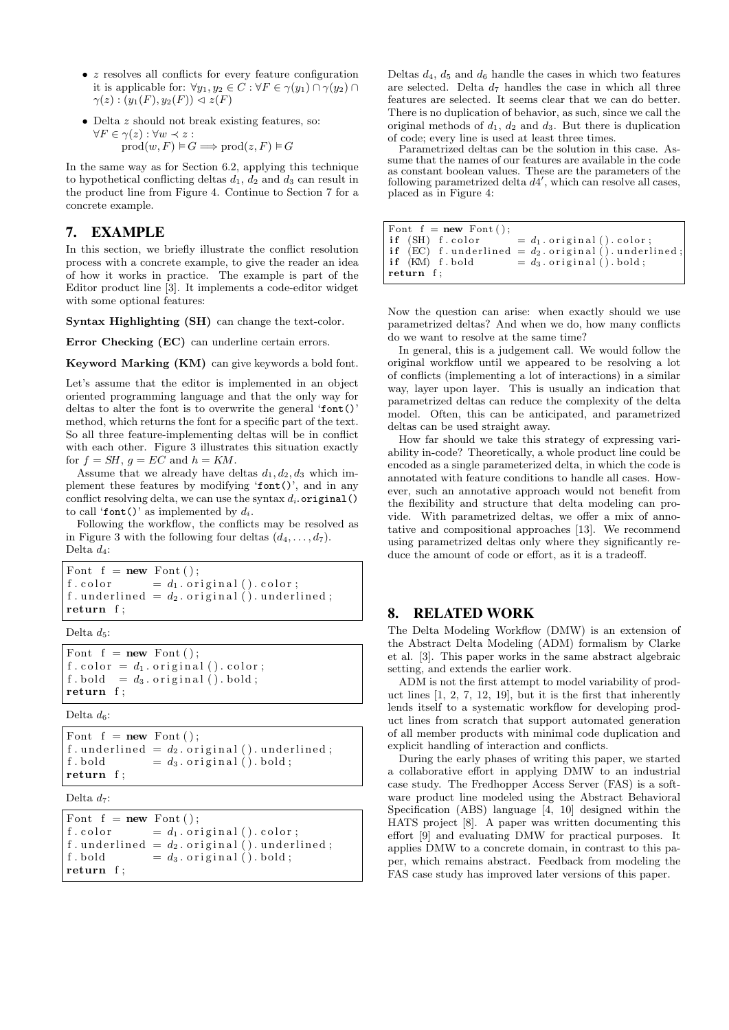- $z$ resolves all conflicts for every feature configuration it is applicable for: $\forall y_1, y_2 \in C : \forall F \in \gamma(y_1) \cap \gamma(y_2) \cap \gamma(z) : (y_1(F), y_2(F)) \lhd z(F)$
- Delta $z$ should not break existing features, so: $\forall F \in \gamma(z) : \forall w \prec z :$
$$\text{prod}(w, F) \vDash G \Longrightarrow \text{prod}(z, F) \vDash G$$

In the same way as for Section 6.2, applying this technique to hypothetical conflicting deltas $d_1$, $d_2$ and $d_3$ can result in the product line from Figure 4. Continue to Section 7 for a concrete example.

## 7. EXAMPLE

In this section, we briefly illustrate the conflict resolution process with a concrete example, to give the reader an idea of how it works in practice. The example is part of the Editor product line [3]. It implements a code-editor widget with some optional features:

**Syntax Highlighting (SH)** can change the text-color.

**Error Checking (EC)** can underline certain errors.

**Keyword Marking (KM)** can give keywords a bold font.

Let's assume that the editor is implemented in an object oriented programming language and that the only way for deltas to alter the font is to overwrite the general 'font()' method, which returns the font for a specific part of the text. So all three feature-implementing deltas will be in conflict with each other. Figure 3 illustrates this situation exactly for $f = SH$, $g = EC$ and $h = KM$.

Assume that we already have deltas $d_1, d_2, d_3$ which implement these features by modifying 'font()', and in any conflict resolving delta, we can use the syntax $d_i$.original() to call 'font()' as implemented by $d_i$.

Following the workflow, the conflicts may be resolved as in Figure 3 with the following four deltas $(d_4, \ldots, d_7)$.
Delta $d_4$:

```
Font f = new Font();
f.color      = d1.original().color;
f.underlined = d2.original().underlined;
return f;
```

Delta $d_5$:

```
Font f = new Font();
f.color = d1.original().color;
f.bold  = d3.original().bold;
return f;
```

Delta $d_6$:

```
Font f = new Font();
f.underlined = d2.original().underlined;
f.bold       = d3.original().bold;
return f;
```

Delta $d_7$:

```
Font f = new Font();
f.color      = d1.original().color;
f.underlined = d2.original().underlined;
f.bold       = d3.original().bold;
return f;
```

Deltas $d_4$, $d_5$ and $d_6$ handle the cases in which two features are selected. Delta $d_7$ handles the case in which all three features are selected. It seems clear that we can do better. There is no duplication of behavior, as such, since we call the original methods of $d_1$, $d_2$ and $d_3$. But there is duplication of code; every line is used at least three times.

Parametrized deltas can be the solution in this case. Assume that the names of our features are available in the code as constant boolean values. These are the parameters of the following parametrized delta $d4'$, which can resolve all cases, placed as in Figure 4:

```
Font f = new Font();
if (SH) f.color      = d1.original().color;
if (EC) f.underlined = d2.original().underlined;
if (KM) f.bold       = d3.original().bold;
return f;
```

Now the question can arise: when exactly should we use parametrized deltas? And when we do, how many conflicts do we want to resolve at the same time?

In general, this is a judgement call. We would follow the original workflow until we appeared to be resolving a lot of conflicts (implementing a lot of interactions) in a similar way, layer upon layer. This is usually an indication that parametrized deltas can reduce the complexity of the delta model. Often, this can be anticipated, and parametrized deltas can be used straight away.

How far should we take this strategy of expressing variability in-code? Theoretically, a whole product line could be encoded as a single parameterized delta, in which the code is annotated with feature conditions to handle all cases. However, such an annotative approach would not benefit from the flexibility and structure that delta modeling can provide. With parametrized deltas, we offer a mix of annotative and compositional approaches [13]. We recommend using parametrized deltas only where they significantly reduce the amount of code or effort, as it is a tradeoff.

## 8. RELATED WORK

The Delta Modeling Workflow (DMW) is an extension of the Abstract Delta Modeling (ADM) formalism by Clarke et al. [3]. This paper works in the same abstract algebraic setting, and extends the earlier work.

ADM is not the first attempt to model variability of product lines [1, 2, 7, 12, 19], but it is the first that inherently lends itself to a systematic workflow for developing product lines from scratch that support automated generation of all member products with minimal code duplication and explicit handling of interaction and conflicts.

During the early phases of writing this paper, we started a collaborative effort in applying DMW to an industrial case study. The Fredhopper Access Server (FAS) is a software product line modeled using the Abstract Behavioral Specification (ABS) language [4, 10] designed within the HATS project [8]. A paper was written documenting this effort [9] and evaluating DMW for practical purposes. It applies DMW to a concrete domain, in contrast to this paper, which remains abstract. Feedback from modeling the FAS case study has improved later versions of this paper.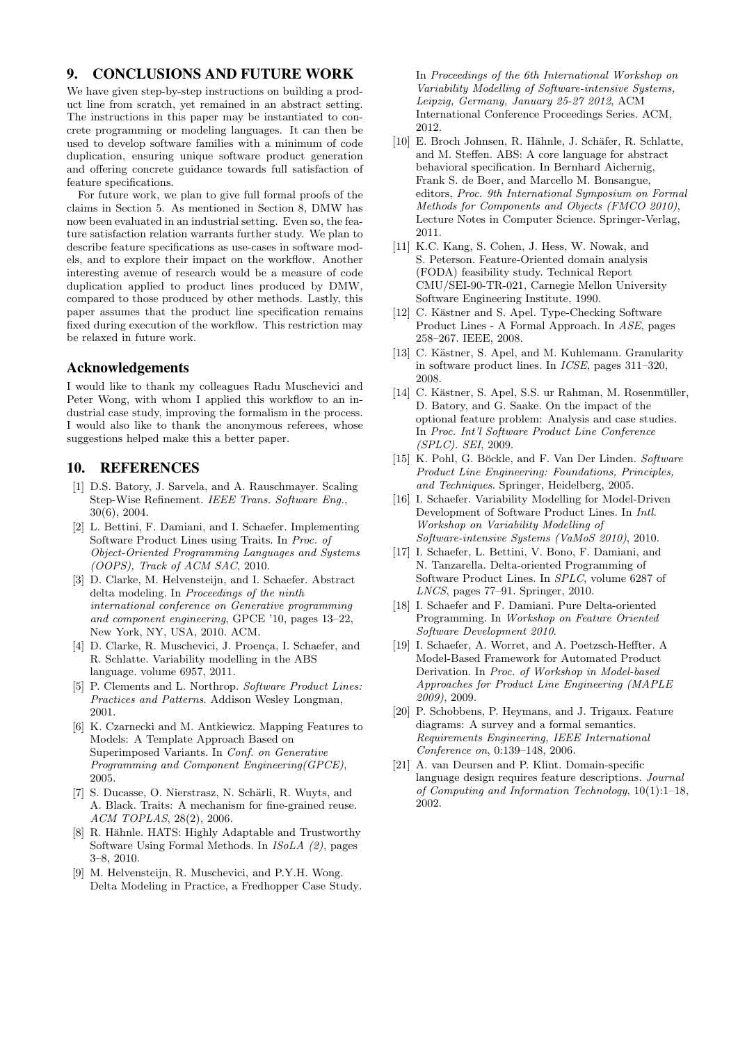## 9. CONCLUSIONS AND FUTURE WORK

We have given step-by-step instructions on building a product line from scratch, yet remained in an abstract setting. The instructions in this paper may be instantiated to concrete programming or modeling languages. It can then be used to develop software families with a minimum of code duplication, ensuring unique software product generation and offering concrete guidance towards full satisfaction of feature specifications.

For future work, we plan to give full formal proofs of the claims in Section 5. As mentioned in Section 8, DMW has now been evaluated in an industrial setting. Even so, the feature satisfaction relation warrants further study. We plan to describe feature specifications as use-cases in software models, and to explore their impact on the workflow. Another interesting avenue of research would be a measure of code duplication applied to product lines produced by DMW, compared to those produced by other methods. Lastly, this paper assumes that the product line specification remains fixed during execution of the workflow. This restriction may be relaxed in future work.

### Acknowledgements

I would like to thank my colleagues Radu Muschevici and Peter Wong, with whom I applied this workflow to an industrial case study, improving the formalism in the process. I would also like to thank the anonymous referees, whose suggestions helped make this a better paper.

## 10. REFERENCES

[1] D.S. Batory, J. Sarvela, and A. Rauschmayer. Scaling Step-Wise Refinement. *IEEE Trans. Software Eng.*, 30(6), 2004.

[2] L. Bettini, F. Damiani, and I. Schaefer. Implementing Software Product Lines using Traits. In *Proc. of Object-Oriented Programming Languages and Systems (OOPS), Track of ACM SAC*, 2010.

[3] D. Clarke, M. Helvensteijn, and I. Schaefer. Abstract delta modeling. In *Proceedings of the ninth international conference on Generative programming and component engineering*, GPCE '10, pages 13–22, New York, NY, USA, 2010. ACM.

[4] D. Clarke, R. Muschevici, J. Proença, I. Schaefer, and R. Schlatte. Variability modelling in the ABS language. volume 6957, 2011.

[5] P. Clements and L. Northrop. *Software Product Lines: Practices and Patterns*. Addison Wesley Longman, 2001.

[6] K. Czarnecki and M. Antkiewicz. Mapping Features to Models: A Template Approach Based on Superimposed Variants. In *Conf. on Generative Programming and Component Engineering(GPCE)*, 2005.

[7] S. Ducasse, O. Nierstrasz, N. Schärli, R. Wuyts, and A. Black. Traits: A mechanism for fine-grained reuse. *ACM TOPLAS*, 28(2), 2006.

[8] R. Hähnle. HATS: Highly Adaptable and Trustworthy Software Using Formal Methods. In *ISoLA (2)*, pages 3–8, 2010.

[9] M. Helvensteijn, R. Muschevici, and P.Y.H. Wong. Delta Modeling in Practice, a Fredhopper Case Study. In *Proceedings of the 6th International Workshop on Variability Modelling of Software-intensive Systems, Leipzig, Germany, January 25-27 2012*, ACM International Conference Proceedings Series. ACM, 2012.

[10] E. Broch Johnsen, R. Hähnle, J. Schäfer, R. Schlatte, and M. Steffen. ABS: A core language for abstract behavioral specification. In Bernhard Aichernig, Frank S. de Boer, and Marcello M. Bonsangue, editors, *Proc. 9th International Symposium on Formal Methods for Components and Objects (FMCO 2010)*, Lecture Notes in Computer Science. Springer-Verlag, 2011.

[11] K.C. Kang, S. Cohen, J. Hess, W. Nowak, and S. Peterson. Feature-Oriented domain analysis (FODA) feasibility study. Technical Report CMU/SEI-90-TR-021, Carnegie Mellon University Software Engineering Institute, 1990.

[12] C. Kästner and S. Apel. Type-Checking Software Product Lines - A Formal Approach. In *ASE*, pages 258–267. IEEE, 2008.

[13] C. Kästner, S. Apel, and M. Kuhlemann. Granularity in software product lines. In *ICSE*, pages 311–320, 2008.

[14] C. Kästner, S. Apel, S.S. ur Rahman, M. Rosenmüller, D. Batory, and G. Saake. On the impact of the optional feature problem: Analysis and case studies. In *Proc. Int'l Software Product Line Conference (SPLC). SEI*, 2009.

[15] K. Pohl, G. Böckle, and F. Van Der Linden. *Software Product Line Engineering: Foundations, Principles, and Techniques*. Springer, Heidelberg, 2005.

[16] I. Schaefer. Variability Modelling for Model-Driven Development of Software Product Lines. In *Intl. Workshop on Variability Modelling of Software-intensive Systems (VaMoS 2010)*, 2010.

[17] I. Schaefer, L. Bettini, V. Bono, F. Damiani, and N. Tanzarella. Delta-oriented Programming of Software Product Lines. In *SPLC*, volume 6287 of *LNCS*, pages 77–91. Springer, 2010.

[18] I. Schaefer and F. Damiani. Pure Delta-oriented Programming. In *Workshop on Feature Oriented Software Development 2010*.

[19] I. Schaefer, A. Worret, and A. Poetzsch-Heffter. A Model-Based Framework for Automated Product Derivation. In *Proc. of Workshop in Model-based Approaches for Product Line Engineering (MAPLE 2009)*, 2009.

[20] P. Schobbens, P. Heymans, and J. Trigaux. Feature diagrams: A survey and a formal semantics. *Requirements Engineering, IEEE International Conference on*, 0:139–148, 2006.

[21] A. van Deursen and P. Klint. Domain-specific language design requires feature descriptions. *Journal of Computing and Information Technology*, 10(1):1–18, 2002.